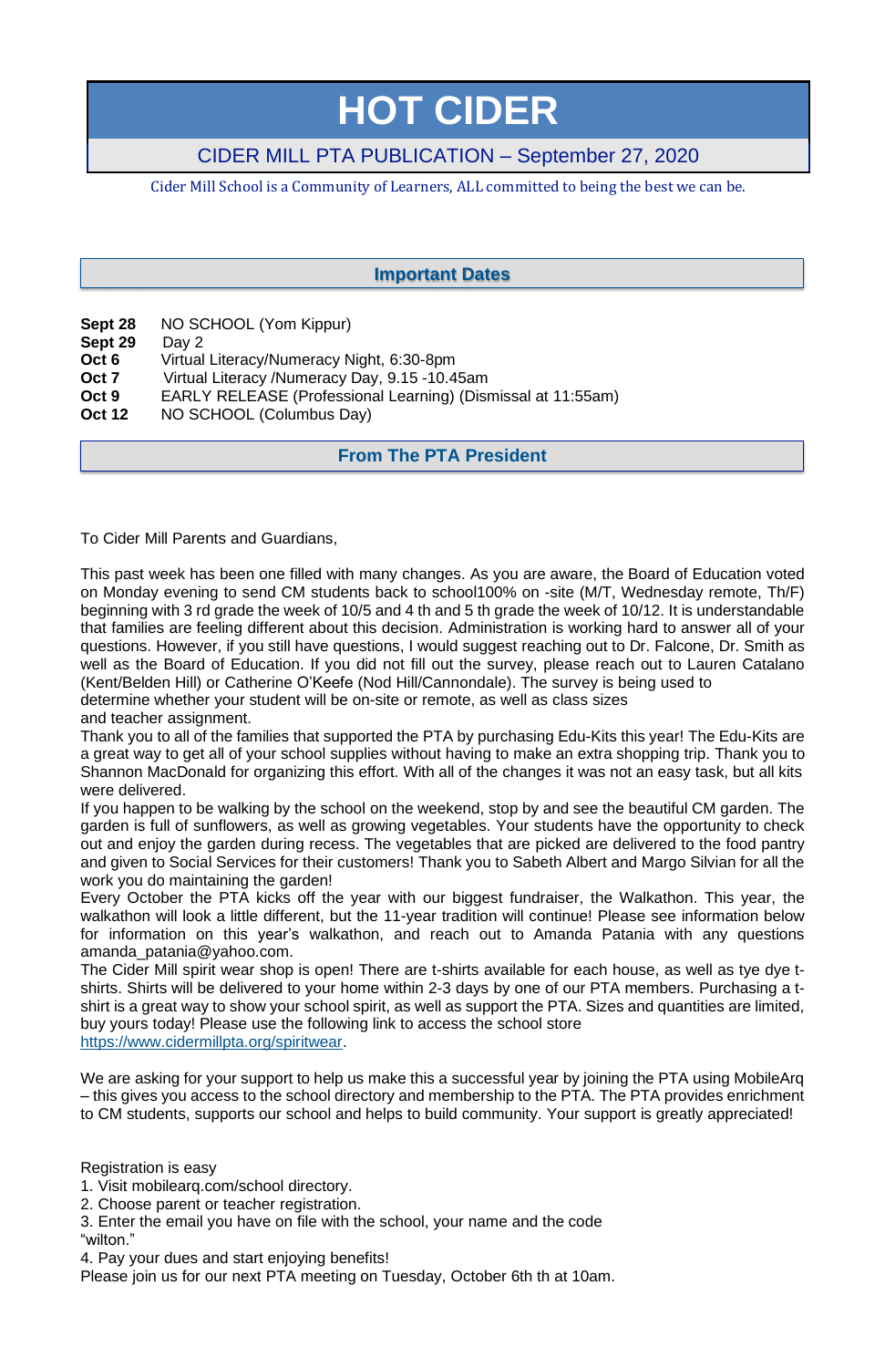# HOT CIDER

## CIDER MILL PTA PUBLICATION – September 27, 2020

Cider Mill School is a Community of Learners, ALL committed to being the best we can be.

### Important Dates

| | |
|---|---|
| **Sept 28** | NO SCHOOL (Yom Kippur) |
| **Sept 29** | Day 2 |
| **Oct 6** | Virtual Literacy/Numeracy Night, 6:30-8pm |
| **Oct 7** | Virtual Literacy /Numeracy Day, 9.15 -10.45am |
| **Oct 9** | EARLY RELEASE (Professional Learning) (Dismissal at 11:55am) |
| **Oct 12** | NO SCHOOL (Columbus Day) |

### From The PTA President

To Cider Mill Parents and Guardians,

This past week has been one filled with many changes. As you are aware, the Board of Education voted on Monday evening to send CM students back to school100% on -site (M/T, Wednesday remote, Th/F) beginning with 3 rd grade the week of 10/5 and 4 th and 5 th grade the week of 10/12. It is understandable that families are feeling different about this decision. Administration is working hard to answer all of your questions. However, if you still have questions, I would suggest reaching out to Dr. Falcone, Dr. Smith as well as the Board of Education. If you did not fill out the survey, please reach out to Lauren Catalano (Kent/Belden Hill) or Catherine O'Keefe (Nod Hill/Cannondale). The survey is being used to determine whether your student will be on-site or remote, as well as class sizes and teacher assignment.

Thank you to all of the families that supported the PTA by purchasing Edu-Kits this year! The Edu-Kits are a great way to get all of your school supplies without having to make an extra shopping trip. Thank you to Shannon MacDonald for organizing this effort. With all of the changes it was not an easy task, but all kits were delivered.

If you happen to be walking by the school on the weekend, stop by and see the beautiful CM garden. The garden is full of sunflowers, as well as growing vegetables. Your students have the opportunity to check out and enjoy the garden during recess. The vegetables that are picked are delivered to the food pantry and given to Social Services for their customers! Thank you to Sabeth Albert and Margo Silvian for all the work you do maintaining the garden!

Every October the PTA kicks off the year with our biggest fundraiser, the Walkathon. This year, the walkathon will look a little different, but the 11-year tradition will continue! Please see information below for information on this year's walkathon, and reach out to Amanda Patania with any questions amanda_patania@yahoo.com.

The Cider Mill spirit wear shop is open! There are t-shirts available for each house, as well as tye dye t-shirts. Shirts will be delivered to your home within 2-3 days by one of our PTA members. Purchasing a t-shirt is a great way to show your school spirit, as well as support the PTA. Sizes and quantities are limited, buy yours today! Please use the following link to access the school store https://www.cidermillpta.org/spiritwear.

We are asking for your support to help us make this a successful year by joining the PTA using MobileArq – this gives you access to the school directory and membership to the PTA. The PTA provides enrichment to CM students, supports our school and helps to build community. Your support is greatly appreciated!

Registration is easy

1. Visit mobilearq.com/school directory.
2. Choose parent or teacher registration.
3. Enter the email you have on file with the school, your name and the code "wilton."
4. Pay your dues and start enjoying benefits!

Please join us for our next PTA meeting on Tuesday, October 6th th at 10am.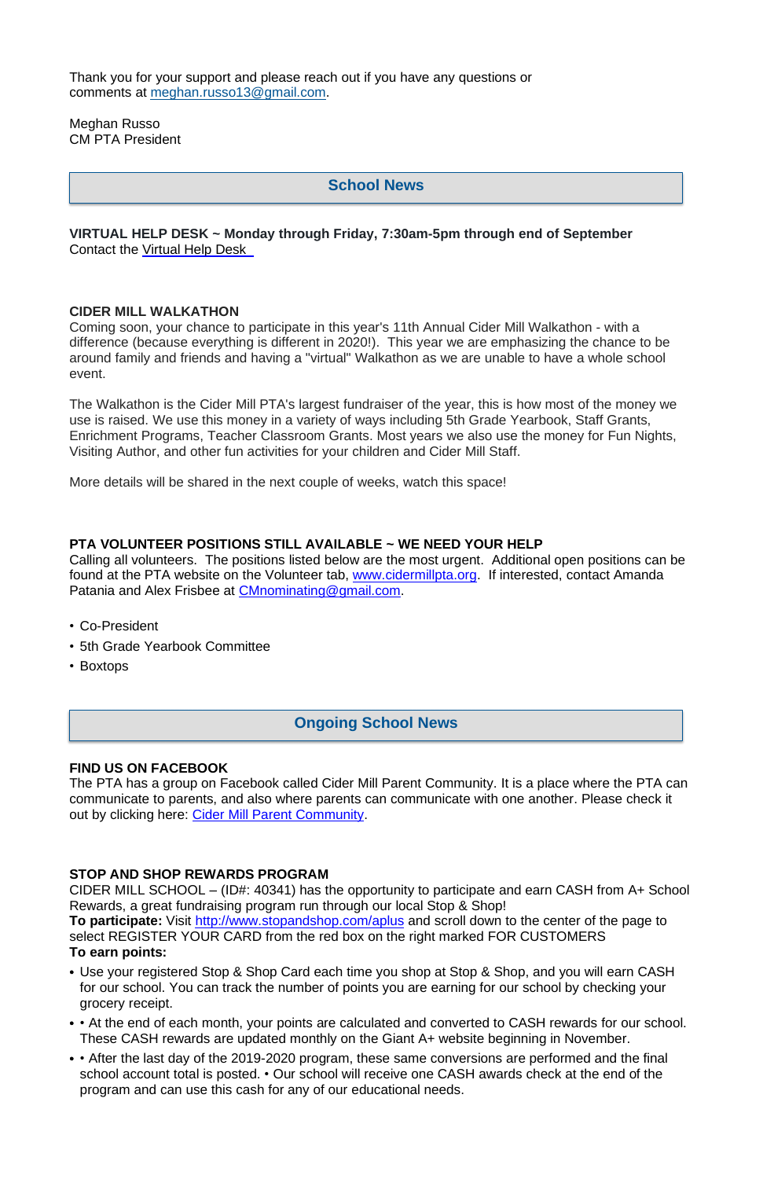Thank you for your support and please reach out if you have any questions or comments at meghan.russo13@gmail.com.

Meghan Russo
CM PTA President

## School News

**VIRTUAL HELP DESK ~ Monday through Friday, 7:30am-5pm through end of September**
Contact the Virtual Help Desk

**CIDER MILL WALKATHON**
Coming soon, your chance to participate in this year's 11th Annual Cider Mill Walkathon - with a difference (because everything is different in 2020!). This year we are emphasizing the chance to be around family and friends and having a "virtual" Walkathon as we are unable to have a whole school event.

The Walkathon is the Cider Mill PTA's largest fundraiser of the year, this is how most of the money we use is raised. We use this money in a variety of ways including 5th Grade Yearbook, Staff Grants, Enrichment Programs, Teacher Classroom Grants. Most years we also use the money for Fun Nights, Visiting Author, and other fun activities for your children and Cider Mill Staff.

More details will be shared in the next couple of weeks, watch this space!

**PTA VOLUNTEER POSITIONS STILL AVAILABLE ~ WE NEED YOUR HELP**
Calling all volunteers. The positions listed below are the most urgent. Additional open positions can be found at the PTA website on the Volunteer tab, www.cidermillpta.org. If interested, contact Amanda Patania and Alex Frisbee at CMnominating@gmail.com.

- Co-President
- 5th Grade Yearbook Committee
- Boxtops

## Ongoing School News

**FIND US ON FACEBOOK**
The PTA has a group on Facebook called Cider Mill Parent Community. It is a place where the PTA can communicate to parents, and also where parents can communicate with one another. Please check it out by clicking here: Cider Mill Parent Community.

**STOP AND SHOP REWARDS PROGRAM**
CIDER MILL SCHOOL – (ID#: 40341) has the opportunity to participate and earn CASH from A+ School Rewards, a great fundraising program run through our local Stop & Shop!
**To participate:** Visit http://www.stopandshop.com/aplus and scroll down to the center of the page to select REGISTER YOUR CARD from the red box on the right marked FOR CUSTOMERS
**To earn points:**

- Use your registered Stop & Shop Card each time you shop at Stop & Shop, and you will earn CASH for our school. You can track the number of points you are earning for our school by checking your grocery receipt.
- • At the end of each month, your points are calculated and converted to CASH rewards for our school. These CASH rewards are updated monthly on the Giant A+ website beginning in November.
- • After the last day of the 2019-2020 program, these same conversions are performed and the final school account total is posted. • Our school will receive one CASH awards check at the end of the program and can use this cash for any of our educational needs.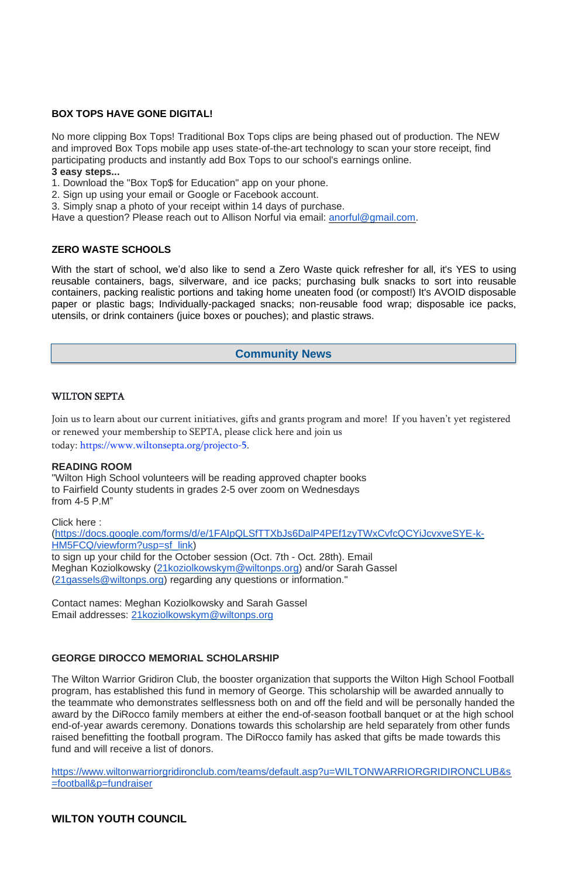**BOX TOPS HAVE GONE DIGITAL!**

No more clipping Box Tops! Traditional Box Tops clips are being phased out of production. The NEW and improved Box Tops mobile app uses state-of-the-art technology to scan your store receipt, find participating products and instantly add Box Tops to our school's earnings online.

**3 easy steps...**

1. Download the "Box Top$ for Education" app on your phone.
2. Sign up using your email or Google or Facebook account.
3. Simply snap a photo of your receipt within 14 days of purchase.

Have a question? Please reach out to Allison Norful via email: anorful@gmail.com.

**ZERO WASTE SCHOOLS**

With the start of school, we'd also like to send a Zero Waste quick refresher for all, it's YES to using reusable containers, bags, silverware, and ice packs; purchasing bulk snacks to sort into reusable containers, packing realistic portions and taking home uneaten food (or compost!) It's AVOID disposable paper or plastic bags; Individually-packaged snacks; non-reusable food wrap; disposable ice packs, utensils, or drink containers (juice boxes or pouches); and plastic straws.

## Community News

WILTON SEPTA

Join us to learn about our current initiatives, gifts and grants program and more! If you haven't yet registered or renewed your membership to SEPTA, please click here and join us today: https://www.wiltonsepta.org/projecto-5.

**READING ROOM**

"Wilton High School volunteers will be reading approved chapter books to Fairfield County students in grades 2-5 over zoom on Wednesdays from 4-5 P.M"

Click here : (https://docs.google.com/forms/d/e/1FAIpQLSfTTXbJs6DalP4PEf1zyTWxCvfcQCYiJcvxveSYE-k-HM5FCQ/viewform?usp=sf_link) to sign up your child for the October session (Oct. 7th - Oct. 28th). Email Meghan Koziolkowsky (21koziolkowskym@wiltonps.org) and/or Sarah Gassel (21gassels@wiltonps.org) regarding any questions or information."

Contact names: Meghan Koziolkowsky and Sarah Gassel
Email addresses: 21koziolkowskym@wiltonps.org

**GEORGE DIROCCO MEMORIAL SCHOLARSHIP**

The Wilton Warrior Gridiron Club, the booster organization that supports the Wilton High School Football program, has established this fund in memory of George. This scholarship will be awarded annually to the teammate who demonstrates selflessness both on and off the field and will be personally handed the award by the DiRocco family members at either the end-of-season football banquet or at the high school end-of-year awards ceremony. Donations towards this scholarship are held separately from other funds raised benefitting the football program. The DiRocco family has asked that gifts be made towards this fund and will receive a list of donors.

https://www.wiltonwarriorgridironclub.com/teams/default.asp?u=WILTONWARRIORGRIDIRONCLUB&s=football&p=fundraiser

**WILTON YOUTH COUNCIL**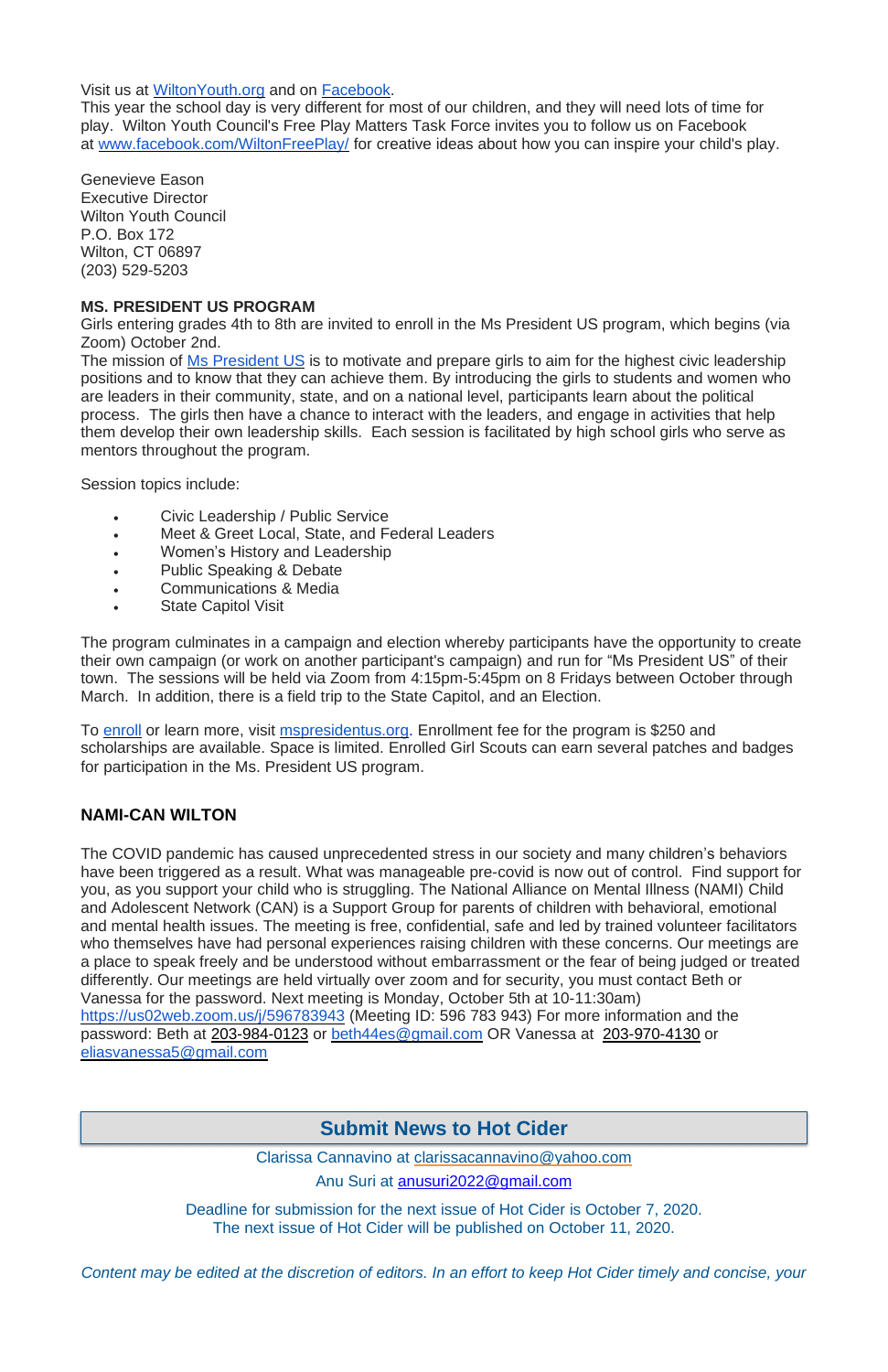Visit us at WiltonYouth.org and on Facebook.
This year the school day is very different for most of our children, and they will need lots of time for play. Wilton Youth Council's Free Play Matters Task Force invites you to follow us on Facebook at www.facebook.com/WiltonFreePlay/ for creative ideas about how you can inspire your child's play.

Genevieve Eason
Executive Director
Wilton Youth Council
P.O. Box 172
Wilton, CT 06897
(203) 529-5203

**MS. PRESIDENT US PROGRAM**
Girls entering grades 4th to 8th are invited to enroll in the Ms President US program, which begins (via Zoom) October 2nd.
The mission of Ms President US is to motivate and prepare girls to aim for the highest civic leadership positions and to know that they can achieve them. By introducing the girls to students and women who are leaders in their community, state, and on a national level, participants learn about the political process. The girls then have a chance to interact with the leaders, and engage in activities that help them develop their own leadership skills. Each session is facilitated by high school girls who serve as mentors throughout the program.

Session topics include:

- Civic Leadership / Public Service
- Meet & Greet Local, State, and Federal Leaders
- Women's History and Leadership
- Public Speaking & Debate
- Communications & Media
- State Capitol Visit

The program culminates in a campaign and election whereby participants have the opportunity to create their own campaign (or work on another participant's campaign) and run for "Ms President US" of their town. The sessions will be held via Zoom from 4:15pm-5:45pm on 8 Fridays between October through March. In addition, there is a field trip to the State Capitol, and an Election.

To enroll or learn more, visit mspresidentus.org. Enrollment fee for the program is $250 and scholarships are available. Space is limited. Enrolled Girl Scouts can earn several patches and badges for participation in the Ms. President US program.

**NAMI-CAN WILTON**

The COVID pandemic has caused unprecedented stress in our society and many children's behaviors have been triggered as a result. What was manageable pre-covid is now out of control. Find support for you, as you support your child who is struggling. The National Alliance on Mental Illness (NAMI) Child and Adolescent Network (CAN) is a Support Group for parents of children with behavioral, emotional and mental health issues. The meeting is free, confidential, safe and led by trained volunteer facilitators who themselves have had personal experiences raising children with these concerns. Our meetings are a place to speak freely and be understood without embarrassment or the fear of being judged or treated differently. Our meetings are held virtually over zoom and for security, you must contact Beth or Vanessa for the password. Next meeting is Monday, October 5th at 10-11:30am)
https://us02web.zoom.us/j/596783943 (Meeting ID: 596 783 943) For more information and the password: Beth at 203-984-0123 or beth44es@gmail.com OR Vanessa at 203-970-4130 or eliasvanessa5@gmail.com

## Submit News to Hot Cider

Clarissa Cannavino at clarissacannavino@yahoo.com

Anu Suri at anusuri2022@gmail.com

Deadline for submission for the next issue of Hot Cider is October 7, 2020.
The next issue of Hot Cider will be published on October 11, 2020.

*Content may be edited at the discretion of editors. In an effort to keep Hot Cider timely and concise, your*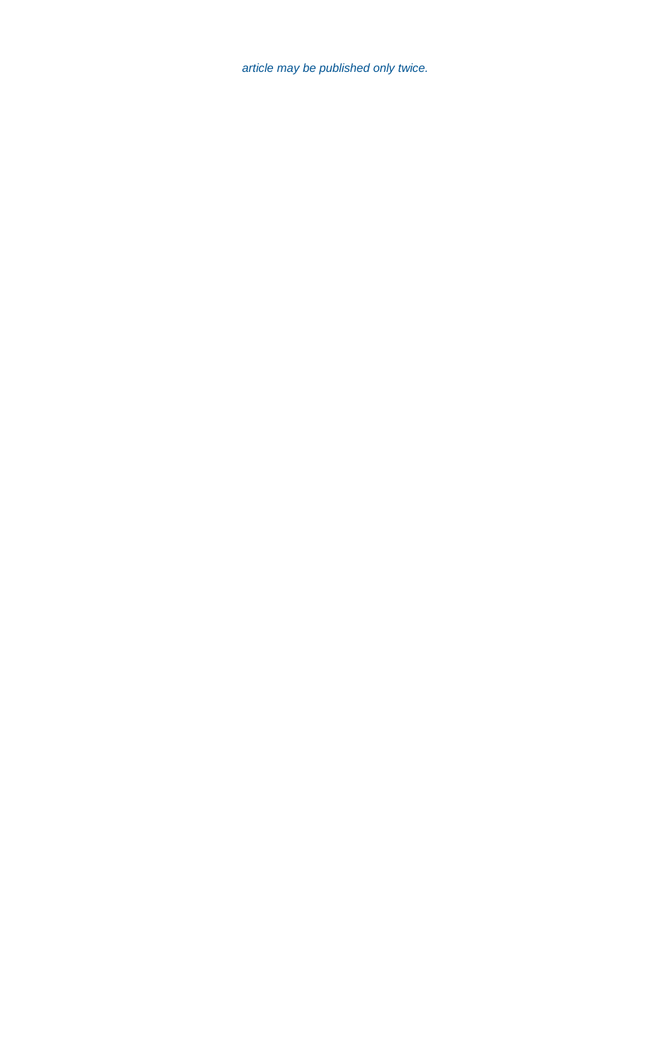*article may be published only twice.*